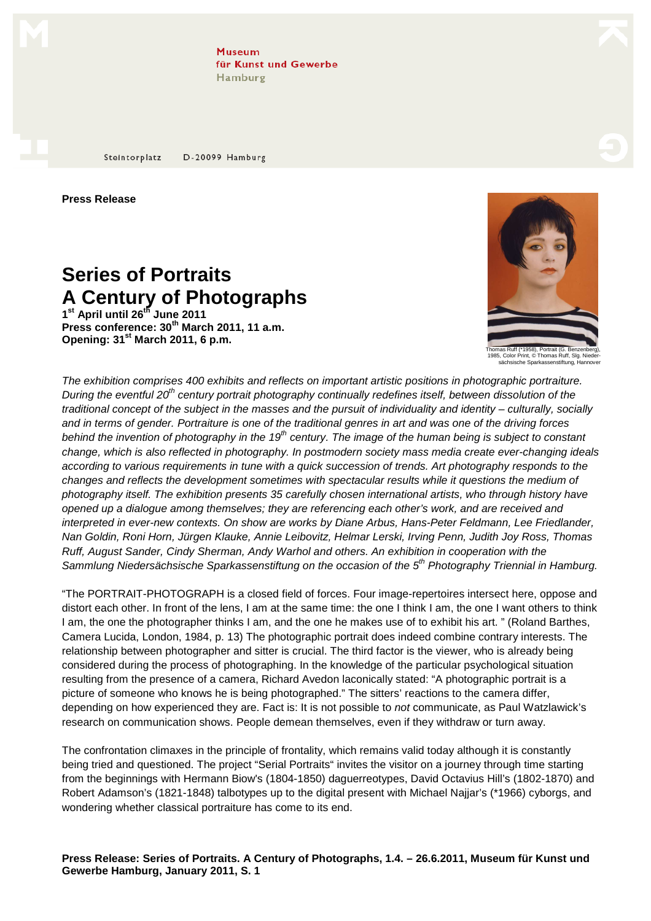Museum
für Kunst und Gewerbe
Hamburg

Steintorplatz D-20099 Hamburg

**Press Release**

# Series of Portraits
# A Century of Photographs

**1st April until 26th June 2011**
**Press conference: 30th March 2011, 11 a.m.**
**Opening: 31st March 2011, 6 p.m.**

Thomas Ruff (*1958), Portrait (G. Benzenberg), 1985, Color Print, © Thomas Ruff, Slg. Niedersächsische Sparkassenstiftung, Hannover

*The exhibition comprises 400 exhibits and reflects on important artistic positions in photographic portraiture. During the eventful 20th century portrait photography continually redefines itself, between dissolution of the traditional concept of the subject in the masses and the pursuit of individuality and identity – culturally, socially and in terms of gender. Portraiture is one of the traditional genres in art and was one of the driving forces behind the invention of photography in the 19th century. The image of the human being is subject to constant change, which is also reflected in photography. In postmodern society mass media create ever-changing ideals according to various requirements in tune with a quick succession of trends. Art photography responds to the changes and reflects the development sometimes with spectacular results while it questions the medium of photography itself. The exhibition presents 35 carefully chosen international artists, who through history have opened up a dialogue among themselves; they are referencing each other's work, and are received and interpreted in ever-new contexts. On show are works by Diane Arbus, Hans-Peter Feldmann, Lee Friedlander, Nan Goldin, Roni Horn, Jürgen Klauke, Annie Leibovitz, Helmar Lerski, Irving Penn, Judith Joy Ross, Thomas Ruff, August Sander, Cindy Sherman, Andy Warhol and others. An exhibition in cooperation with the Sammlung Niedersächsische Sparkassenstiftung on the occasion of the 5th Photography Triennial in Hamburg.*

"The PORTRAIT-PHOTOGRAPH is a closed field of forces. Four image-repertoires intersect here, oppose and distort each other. In front of the lens, I am at the same time: the one I think I am, the one I want others to think I am, the one the photographer thinks I am, and the one he makes use of to exhibit his art. " (Roland Barthes, Camera Lucida, London, 1984, p. 13) The photographic portrait does indeed combine contrary interests. The relationship between photographer and sitter is crucial. The third factor is the viewer, who is already being considered during the process of photographing. In the knowledge of the particular psychological situation resulting from the presence of a camera, Richard Avedon laconically stated: "A photographic portrait is a picture of someone who knows he is being photographed." The sitters' reactions to the camera differ, depending on how experienced they are. Fact is: It is not possible to *not* communicate, as Paul Watzlawick's research on communication shows. People demean themselves, even if they withdraw or turn away.

The confrontation climaxes in the principle of frontality, which remains valid today although it is constantly being tried and questioned. The project "Serial Portraits" invites the visitor on a journey through time starting from the beginnings with Hermann Biow's (1804-1850) daguerreotypes, David Octavius Hill's (1802-1870) and Robert Adamson's (1821-1848) talbotypes up to the digital present with Michael Najjar's (*1966) cyborgs, and wondering whether classical portraiture has come to its end.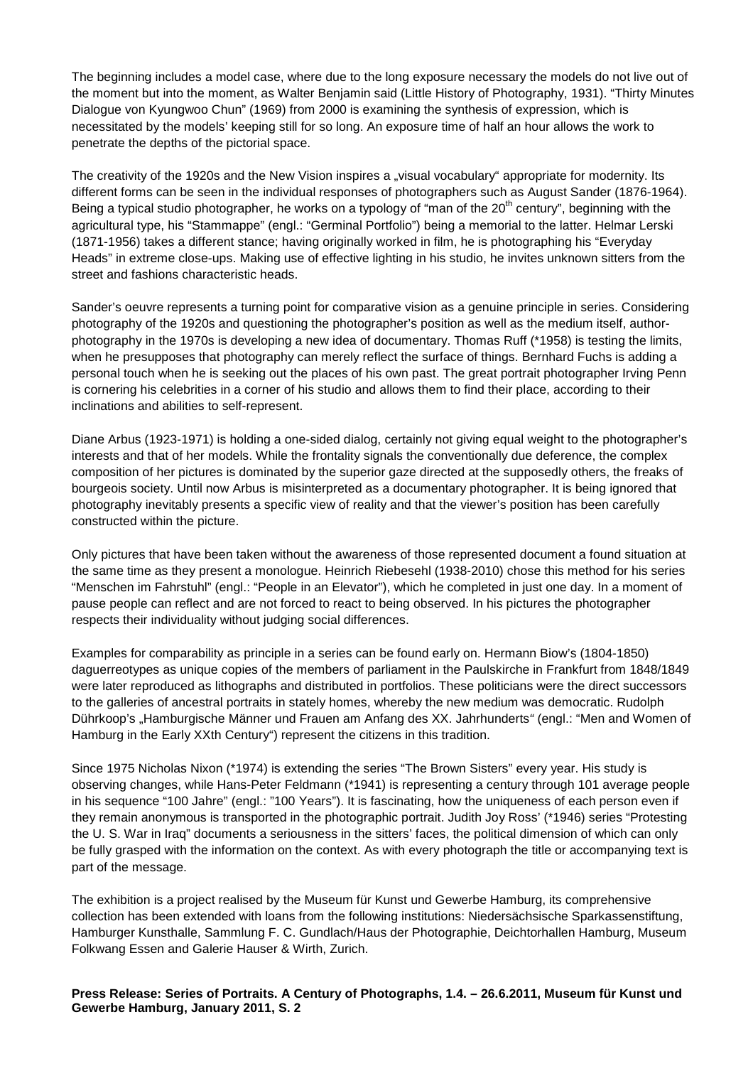The beginning includes a model case, where due to the long exposure necessary the models do not live out of the moment but into the moment, as Walter Benjamin said (Little History of Photography, 1931). “Thirty Minutes Dialogue von Kyungwoo Chun” (1969) from 2000 is examining the synthesis of expression, which is necessitated by the models’ keeping still for so long. An exposure time of half an hour allows the work to penetrate the depths of the pictorial space.

The creativity of the 1920s and the New Vision inspires a „visual vocabulary“ appropriate for modernity. Its different forms can be seen in the individual responses of photographers such as August Sander (1876-1964). Being a typical studio photographer, he works on a typology of “man of the 20th century”, beginning with the agricultural type, his “Stammappe” (engl.: “Germinal Portfolio”) being a memorial to the latter. Helmar Lerski (1871-1956) takes a different stance; having originally worked in film, he is photographing his “Everyday Heads” in extreme close-ups. Making use of effective lighting in his studio, he invites unknown sitters from the street and fashions characteristic heads.

Sander’s oeuvre represents a turning point for comparative vision as a genuine principle in series. Considering photography of the 1920s and questioning the photographer’s position as well as the medium itself, author-photography in the 1970s is developing a new idea of documentary. Thomas Ruff (*1958) is testing the limits, when he presupposes that photography can merely reflect the surface of things. Bernhard Fuchs is adding a personal touch when he is seeking out the places of his own past. The great portrait photographer Irving Penn is cornering his celebrities in a corner of his studio and allows them to find their place, according to their inclinations and abilities to self-represent.

Diane Arbus (1923-1971) is holding a one-sided dialog, certainly not giving equal weight to the photographer’s interests and that of her models. While the frontality signals the conventionally due deference, the complex composition of her pictures is dominated by the superior gaze directed at the supposedly others, the freaks of bourgeois society. Until now Arbus is misinterpreted as a documentary photographer. It is being ignored that photography inevitably presents a specific view of reality and that the viewer’s position has been carefully constructed within the picture.

Only pictures that have been taken without the awareness of those represented document a found situation at the same time as they present a monologue. Heinrich Riebesehl (1938-2010) chose this method for his series “Menschen im Fahrstuhl” (engl.: “People in an Elevator”), which he completed in just one day. In a moment of pause people can reflect and are not forced to react to being observed. In his pictures the photographer respects their individuality without judging social differences.

Examples for comparability as principle in a series can be found early on. Hermann Biow’s (1804-1850) daguerreotypes as unique copies of the members of parliament in the Paulskirche in Frankfurt from 1848/1849 were later reproduced as lithographs and distributed in portfolios. These politicians were the direct successors to the galleries of ancestral portraits in stately homes, whereby the new medium was democratic. Rudolph Dührkoop’s „Hamburgische Männer und Frauen am Anfang des XX. Jahrhunderts“ (engl.: “Men and Women of Hamburg in the Early XXth Century“) represent the citizens in this tradition.

Since 1975 Nicholas Nixon (*1974) is extending the series “The Brown Sisters” every year. His study is observing changes, while Hans-Peter Feldmann (*1941) is representing a century through 101 average people in his sequence “100 Jahre” (engl.: ”100 Years”). It is fascinating, how the uniqueness of each person even if they remain anonymous is transported in the photographic portrait. Judith Joy Ross’ (*1946) series “Protesting the U. S. War in Iraq” documents a seriousness in the sitters’ faces, the political dimension of which can only be fully grasped with the information on the context. As with every photograph the title or accompanying text is part of the message.

The exhibition is a project realised by the Museum für Kunst und Gewerbe Hamburg, its comprehensive collection has been extended with loans from the following institutions: Niedersächsische Sparkassenstiftung, Hamburger Kunsthalle, Sammlung F. C. Gundlach/Haus der Photographie, Deichtorhallen Hamburg, Museum Folkwang Essen and Galerie Hauser & Wirth, Zurich.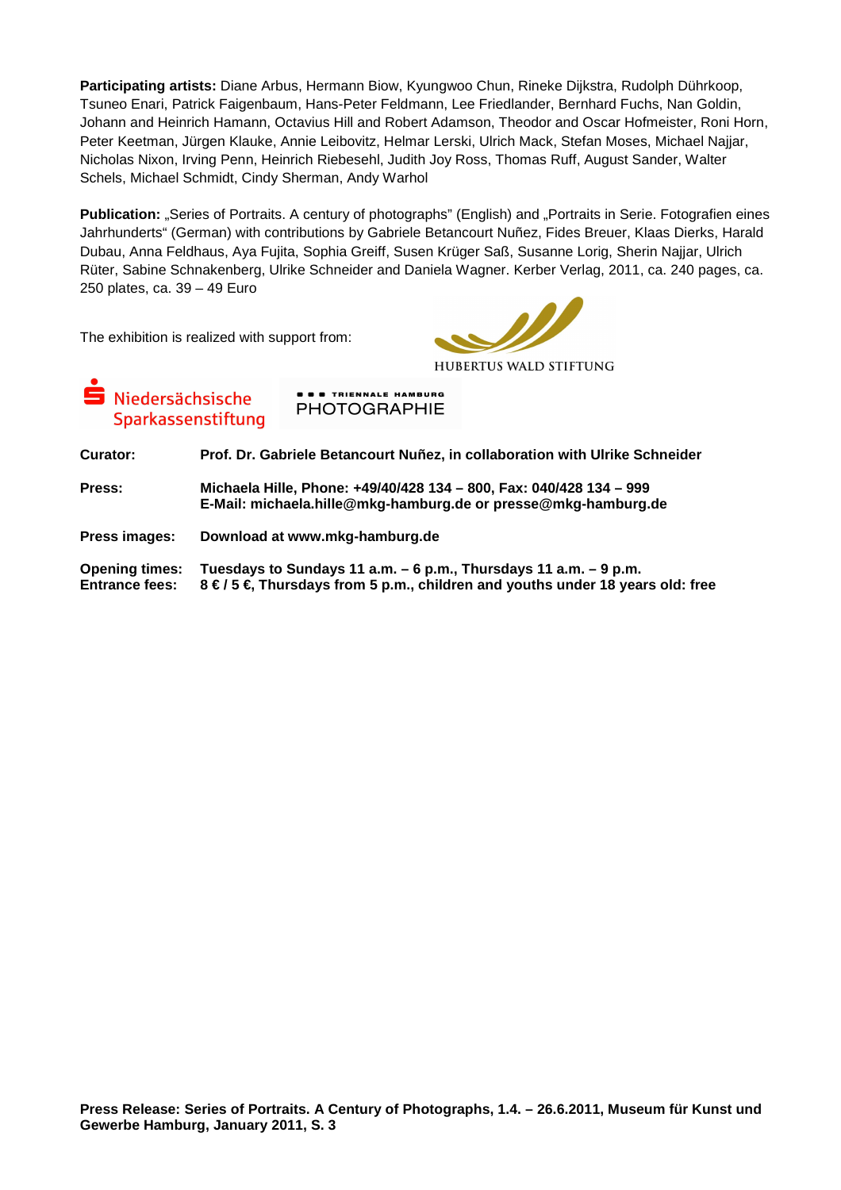**Participating artists:** Diane Arbus, Hermann Biow, Kyungwoo Chun, Rineke Dijkstra, Rudolph Dührkoop, Tsuneo Enari, Patrick Faigenbaum, Hans-Peter Feldmann, Lee Friedlander, Bernhard Fuchs, Nan Goldin, Johann and Heinrich Hamann, Octavius Hill and Robert Adamson, Theodor and Oscar Hofmeister, Roni Horn, Peter Keetman, Jürgen Klauke, Annie Leibovitz, Helmar Lerski, Ulrich Mack, Stefan Moses, Michael Najjar, Nicholas Nixon, Irving Penn, Heinrich Riebesehl, Judith Joy Ross, Thomas Ruff, August Sander, Walter Schels, Michael Schmidt, Cindy Sherman, Andy Warhol

**Publication:** „Series of Portraits. A century of photographs" (English) and „Portraits in Serie. Fotografien eines Jahrhunderts" (German) with contributions by Gabriele Betancourt Nuñez, Fides Breuer, Klaas Dierks, Harald Dubau, Anna Feldhaus, Aya Fujita, Sophia Greiff, Susen Krüger Saß, Susanne Lorig, Sherin Najjar, Ulrich Rüter, Sabine Schnakenberg, Ulrike Schneider and Daniela Wagner. Kerber Verlag, 2011, ca. 240 pages, ca. 250 plates, ca. 39 – 49 Euro

The exhibition is realized with support from:

HUBERTUS WALD STIFTUNG

Niedersächsische Sparkassenstiftung

TRIENNALE HAMBURG PHOTOGRAPHIE

| | |
|---|---|
| **Curator:** | **Prof. Dr. Gabriele Betancourt Nuñez, in collaboration with Ulrike Schneider** |
| **Press:** | **Michaela Hille, Phone: +49/40/428 134 – 800, Fax: 040/428 134 – 999**<br>**E-Mail: michaela.hille@mkg-hamburg.de or presse@mkg-hamburg.de** |
| **Press images:** | **Download at www.mkg-hamburg.de** |
| **Opening times:** | **Tuesdays to Sundays 11 a.m. – 6 p.m., Thursdays 11 a.m. – 9 p.m.** |
| **Entrance fees:** | **8 € / 5 €, Thursdays from 5 p.m., children and youths under 18 years old: free** |